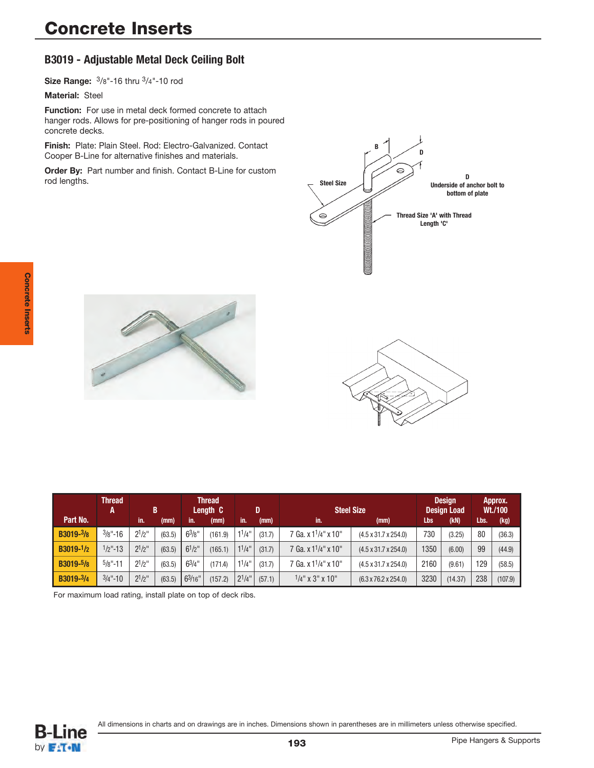# Concrete Inserts

## B3019 - Adjustable Metal Deck Ceiling Bolt

**Size Range:** 3/8"-16 thru 3/4"-10 rod

**Material:** Steel

**Function:** For use in metal deck formed concrete to attach hanger rods. Allows for pre-positioning of hanger rods in poured concrete decks.

**Finish:** Plate: Plain Steel. Rod: Electro-Galvanized. Contact Cooper B-Line for alternative finishes and materials.

**Order By:** Part number and finish. Contact B-Line for custom rod lengths.

B

D

Steel Size

D
Underside of anchor bolt to bottom of plate

Thread Size 'A' with Thread Length 'C'

| Part No. | Thread A | B | | Thread Length C | | D | | Steel Size | | Design Load | | Approx. Wt./100 | |
|---|---|---|---|---|---|---|---|---|---|---|---|---|---|
| | | in. | (mm) | in. | (mm) | in. | (mm) | in. | (mm) | Lbs | (kN) | Lbs. | (kg) |
| B3019-3/8 | 3/8"-16 | 2 1/2" | (63.5) | 6 3/8" | (161.9) | 1 1/4" | (31.7) | 7 Ga. x 1 1/4" x 10" | (4.5 x 31.7 x 254.0) | 730 | (3.25) | 80 | (36.3) |
| B3019-1/2 | 1/2"-13 | 2 1/2" | (63.5) | 6 1/2" | (165.1) | 1 1/4" | (31.7) | 7 Ga. x 1 1/4" x 10" | (4.5 x 31.7 x 254.0) | 1350 | (6.00) | 99 | (44.9) |
| B3019-5/8 | 5/8"-11 | 2 1/2" | (63.5) | 6 3/4" | (171.4) | 1 1/4" | (31.7) | 7 Ga. x 1 1/4" x 10" | (4.5 x 31.7 x 254.0) | 2160 | (9.61) | 129 | (58.5) |
| B3019-3/4 | 3/4"-10 | 2 1/2" | (63.5) | 6 3/16" | (157.2) | 2 1/4" | (57.1) | 1/4" x 3" x 10" | (6.3 x 76.2 x 254.0) | 3230 | (14.37) | 238 | (107.9) |

For maximum load rating, install plate on top of deck ribs.

All dimensions in charts and on drawings are in inches. Dimensions shown in parentheses are in millimeters unless otherwise specified.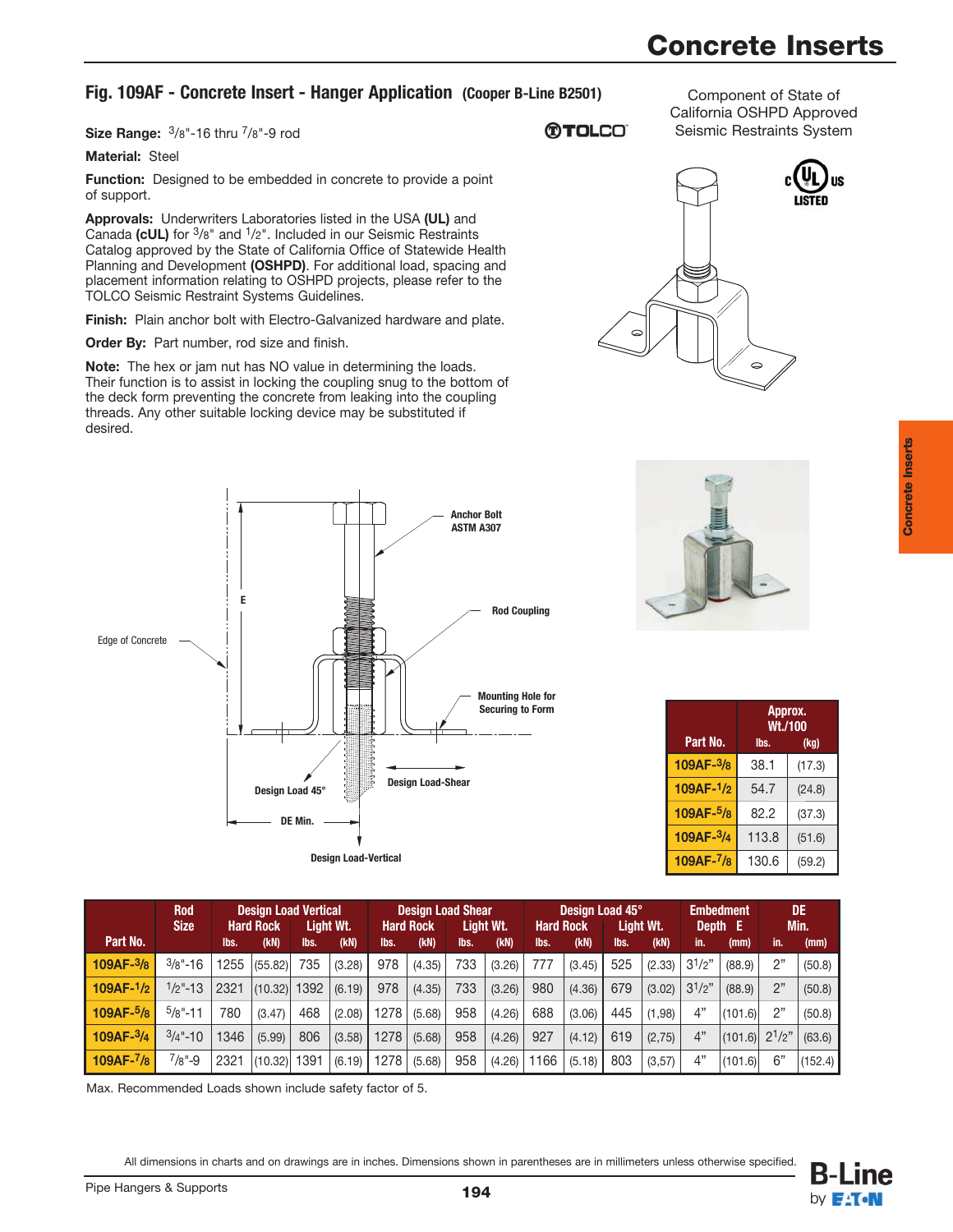# Concrete Inserts

## Fig. 109AF - Concrete Insert - Hanger Application (Cooper B-Line B2501)

Component of State of California OSHPD Approved Seismic Restraints System

**Size Range:** 3/8"-16 thru 7/8"-9 rod

**Material:** Steel

**Function:** Designed to be embedded in concrete to provide a point of support.

**Approvals:** Underwriters Laboratories listed in the USA **(UL)** and Canada **(cUL)** for 3/8" and 1/2". Included in our Seismic Restraints Catalog approved by the State of California Office of Statewide Health Planning and Development **(OSHPD)**. For additional load, spacing and placement information relating to OSHPD projects, please refer to the TOLCO Seismic Restraint Systems Guidelines.

**Finish:** Plain anchor bolt with Electro-Galvanized hardware and plate.

**Order By:** Part number, rod size and finish.

**Note:** The hex or jam nut has NO value in determining the loads. Their function is to assist in locking the coupling snug to the bottom of the deck form preventing the concrete from leaking into the coupling threads. Any other suitable locking device may be substituted if desired.

Anchor Bolt ASTM A307

Rod Coupling

Edge of Concrete

Mounting Hole for Securing to Form

E

Design Load 45°

Design Load-Shear

DE Min.

Design Load-Vertical

| Part No. | Approx. Wt./100 | |
|---|---|---|
| | lbs. | (kg) |
| 109AF-3/8 | 38.1 | (17.3) |
| 109AF-1/2 | 54.7 | (24.8) |
| 109AF-5/8 | 82.2 | (37.3) |
| 109AF-3/4 | 113.8 | (51.6) |
| 109AF-7/8 | 130.6 | (59.2) |

| Part No. | Rod Size | Design Load Vertical | | | | Design Load Shear | | | | Design Load 45° | | | | Embedment Depth E | | DE Min. | |
|---|---|---|---|---|---|---|---|---|---|---|---|---|---|---|---|---|---|
| | | Hard Rock | | Light Wt. | | Hard Rock | | Light Wt. | | Hard Rock | | Light Wt. | | | | | |
| | | lbs. | (kN) | lbs. | (kN) | lbs. | (kN) | lbs. | (kN) | lbs. | (kN) | lbs. | (kN) | in. | (mm) | in. | (mm) |
| 109AF-3/8 | 3/8"-16 | 1255 | (55.82) | 735 | (3.28) | 978 | (4.35) | 733 | (3.26) | 777 | (3.45) | 525 | (2.33) | 3 1/2" | (88.9) | 2" | (50.8) |
| 109AF-1/2 | 1/2"-13 | 2321 | (10.32) | 1392 | (6.19) | 978 | (4.35) | 733 | (3.26) | 980 | (4.36) | 679 | (3.02) | 3 1/2" | (88.9) | 2" | (50.8) |
| 109AF-5/8 | 5/8"-11 | 780 | (3.47) | 468 | (2.08) | 1278 | (5.68) | 958 | (4.26) | 688 | (3.06) | 445 | (1,98) | 4" | (101.6) | 2" | (50.8) |
| 109AF-3/4 | 3/4"-10 | 1346 | (5.99) | 806 | (3.58) | 1278 | (5.68) | 958 | (4.26) | 927 | (4.12) | 619 | (2,75) | 4" | (101.6) | 2 1/2" | (63.6) |
| 109AF-7/8 | 7/8"-9 | 2321 | (10.32) | 1391 | (6.19) | 1278 | (5.68) | 958 | (4.26) | 1166 | (5.18) | 803 | (3,57) | 4" | (101.6) | 6" | (152.4) |

Max. Recommended Loads shown include safety factor of 5.

All dimensions in charts and on drawings are in inches. Dimensions shown in parentheses are in millimeters unless otherwise specified.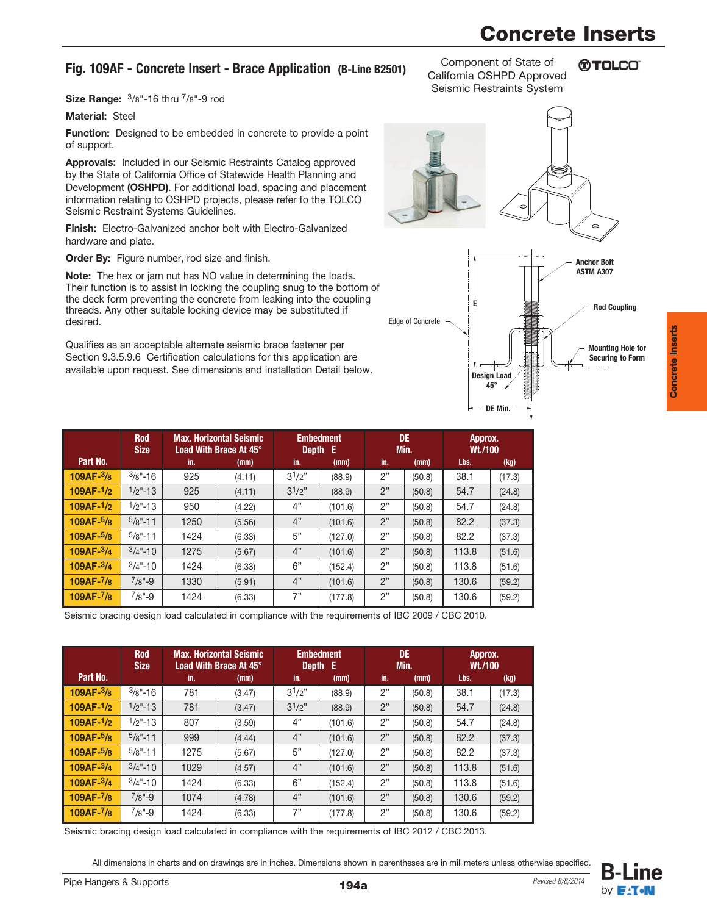# Concrete Inserts

## Fig. 109AF - Concrete Insert - Brace Application (B-Line B2501)

Component of State of California OSHPD Approved Seismic Restraints System

**Size Range:** 3/8"-16 thru 7/8"-9 rod

**Material:** Steel

**Function:** Designed to be embedded in concrete to provide a point of support.

**Approvals:** Included in our Seismic Restraints Catalog approved by the State of California Office of Statewide Health Planning and Development **(OSHPD)**. For additional load, spacing and placement information relating to OSHPD projects, please refer to the TOLCO Seismic Restraint Systems Guidelines.

**Finish:** Electro-Galvanized anchor bolt with Electro-Galvanized hardware and plate.

**Order By:** Figure number, rod size and finish.

**Note:** The hex or jam nut has NO value in determining the loads. Their function is to assist in locking the coupling snug to the bottom of the deck form preventing the concrete from leaking into the coupling threads. Any other suitable locking device may be substituted if desired.

Qualifies as an acceptable alternate seismic brace fastener per Section 9.3.5.9.6 Certification calculations for this application are available upon request. See dimensions and installation Detail below.

Anchor Bolt ASTM A307

Rod Coupling

Mounting Hole for Securing to Form

Edge of Concrete

E

Design Load 45°

DE Min.

| Part No. | Rod Size | Max. Horizontal Seismic Load With Brace At 45° | | Embedment Depth E | | DE Min. | | Approx. Wt./100 | |
|---|---|---|---|---|---|---|---|---|---|
| | | in. | (mm) | in. | (mm) | in. | (mm) | Lbs. | (kg) |
| 109AF-3/8 | 3/8"-16 | 925 | (4.11) | 3 1/2" | (88.9) | 2" | (50.8) | 38.1 | (17.3) |
| 109AF-1/2 | 1/2"-13 | 925 | (4.11) | 3 1/2" | (88.9) | 2" | (50.8) | 54.7 | (24.8) |
| 109AF-1/2 | 1/2"-13 | 950 | (4.22) | 4" | (101.6) | 2" | (50.8) | 54.7 | (24.8) |
| 109AF-5/8 | 5/8"-11 | 1250 | (5.56) | 4" | (101.6) | 2" | (50.8) | 82.2 | (37.3) |
| 109AF-5/8 | 5/8"-11 | 1424 | (6.33) | 5" | (127.0) | 2" | (50.8) | 82.2 | (37.3) |
| 109AF-3/4 | 3/4"-10 | 1275 | (5.67) | 4" | (101.6) | 2" | (50.8) | 113.8 | (51.6) |
| 109AF-3/4 | 3/4"-10 | 1424 | (6.33) | 6" | (152.4) | 2" | (50.8) | 113.8 | (51.6) |
| 109AF-7/8 | 7/8"-9 | 1330 | (5.91) | 4" | (101.6) | 2" | (50.8) | 130.6 | (59.2) |
| 109AF-7/8 | 7/8"-9 | 1424 | (6.33) | 7" | (177.8) | 2" | (50.8) | 130.6 | (59.2) |

Seismic bracing design load calculated in compliance with the requirements of IBC 2009 / CBC 2010.

| Part No. | Rod Size | Max. Horizontal Seismic Load With Brace At 45° | | Embedment Depth E | | DE Min. | | Approx. Wt./100 | |
|---|---|---|---|---|---|---|---|---|---|
| | | in. | (mm) | in. | (mm) | in. | (mm) | Lbs. | (kg) |
| 109AF-3/8 | 3/8"-16 | 781 | (3.47) | 3 1/2" | (88.9) | 2" | (50.8) | 38.1 | (17.3) |
| 109AF-1/2 | 1/2"-13 | 781 | (3.47) | 3 1/2" | (88.9) | 2" | (50.8) | 54.7 | (24.8) |
| 109AF-1/2 | 1/2"-13 | 807 | (3.59) | 4" | (101.6) | 2" | (50.8) | 54.7 | (24.8) |
| 109AF-5/8 | 5/8"-11 | 999 | (4.44) | 4" | (101.6) | 2" | (50.8) | 82.2 | (37.3) |
| 109AF-5/8 | 5/8"-11 | 1275 | (5.67) | 5" | (127.0) | 2" | (50.8) | 82.2 | (37.3) |
| 109AF-3/4 | 3/4"-10 | 1029 | (4.57) | 4" | (101.6) | 2" | (50.8) | 113.8 | (51.6) |
| 109AF-3/4 | 3/4"-10 | 1424 | (6.33) | 6" | (152.4) | 2" | (50.8) | 113.8 | (51.6) |
| 109AF-7/8 | 7/8"-9 | 1074 | (4.78) | 4" | (101.6) | 2" | (50.8) | 130.6 | (59.2) |
| 109AF-7/8 | 7/8"-9 | 1424 | (6.33) | 7" | (177.8) | 2" | (50.8) | 130.6 | (59.2) |

Seismic bracing design load calculated in compliance with the requirements of IBC 2012 / CBC 2013.

All dimensions in charts and on drawings are in inches. Dimensions shown in parentheses are in millimeters unless otherwise specified.

Revised 8/8/2014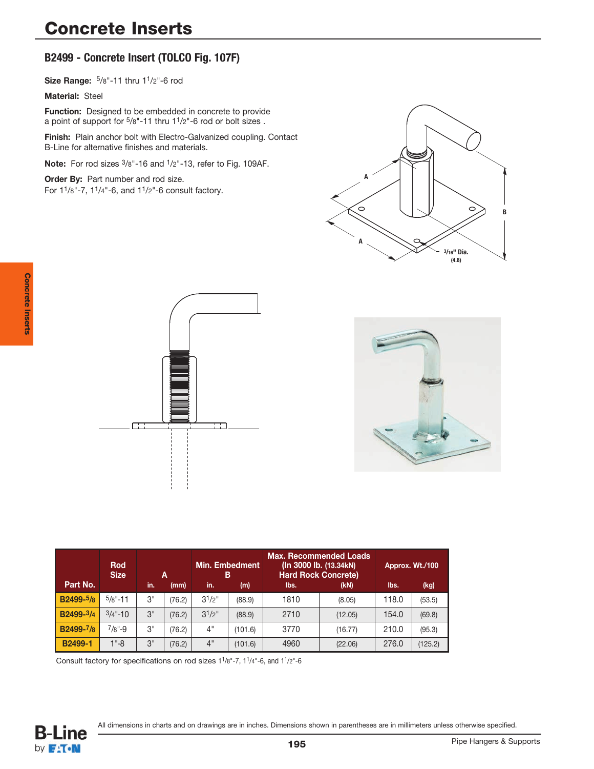# Concrete Inserts

## B2499 - Concrete Insert (TOLCO Fig. 107F)

**Size Range:** 5/8"-11 thru 1 1/2"-6 rod

**Material:** Steel

**Function:** Designed to be embedded in concrete to provide a point of support for 5/8"-11 thru 1 1/2"-6 rod or bolt sizes .

**Finish:** Plain anchor bolt with Electro-Galvanized coupling. Contact B-Line for alternative finishes and materials.

**Note:** For rod sizes 3/8"-16 and 1/2"-13, refer to Fig. 109AF.

**Order By:** Part number and rod size.
For 1 1/8"-7, 1 1/4"-6, and 1 1/2"-6 consult factory.

A

A

B

3/16" Dia. (4.8)

| Part No. | Rod Size | A | | Min. Embedment B | | Max. Recommended Loads (In 3000 lb. (13.34kN) Hard Rock Concrete) | | Approx. Wt./100 | |
|---|---|---|---|---|---|---|---|---|---|
| | | in. | (mm) | in. | (m) | lbs. | (kN) | lbs. | (kg) |
| B2499-5/8 | 5/8"-11 | 3" | (76.2) | 3 1/2" | (88.9) | 1810 | (8.05) | 118.0 | (53.5) |
| B2499-3/4 | 3/4"-10 | 3" | (76.2) | 3 1/2" | (88.9) | 2710 | (12.05) | 154.0 | (69.8) |
| B2499-7/8 | 7/8"-9 | 3" | (76.2) | 4" | (101.6) | 3770 | (16.77) | 210.0 | (95.3) |
| B2499-1 | 1"-8 | 3" | (76.2) | 4" | (101.6) | 4960 | (22.06) | 276.0 | (125.2) |

Consult factory for specifications on rod sizes 1 1/8"-7, 1 1/4"-6, and 1 1/2"-6

All dimensions in charts and on drawings are in inches. Dimensions shown in parentheses are in millimeters unless otherwise specified.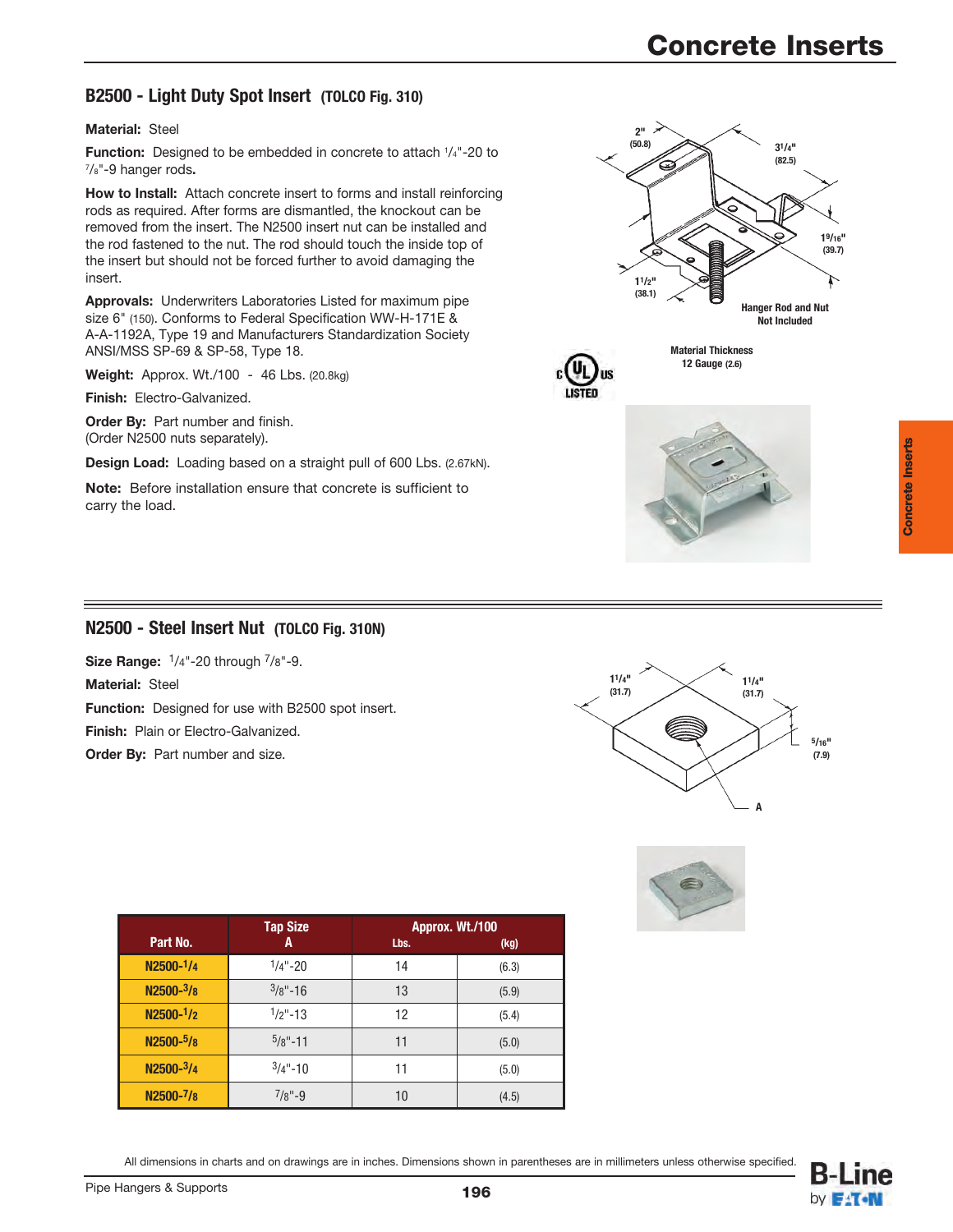# Concrete Inserts

## B2500 - Light Duty Spot Insert (TOLCO Fig. 310)

**Material:** Steel

**Function:** Designed to be embedded in concrete to attach 1/4"-20 to 7/8"-9 hanger rods.

**How to Install:** Attach concrete insert to forms and install reinforcing rods as required. After forms are dismantled, the knockout can be removed from the insert. The N2500 insert nut can be installed and the rod fastened to the nut. The rod should touch the inside top of the insert but should not be forced further to avoid damaging the insert.

**Approvals:** Underwriters Laboratories Listed for maximum pipe size 6" (150). Conforms to Federal Specification WW-H-171E & A-A-1192A, Type 19 and Manufacturers Standardization Society ANSI/MSS SP-69 & SP-58, Type 18.

**Weight:** Approx. Wt./100 - 46 Lbs. (20.8kg)

**Finish:** Electro-Galvanized.

**Order By:** Part number and finish.
(Order N2500 nuts separately).

**Design Load:** Loading based on a straight pull of 600 Lbs. (2.67kN).

**Note:** Before installation ensure that concrete is sufficient to carry the load.

2" (50.8) — 3 1/4" (82.5) — 1 9/16" (39.7) — 1 1/2" (38.1)

Hanger Rod and Nut Not Included

Material Thickness 12 Gauge (2.6)

## N2500 - Steel Insert Nut (TOLCO Fig. 310N)

**Size Range:** 1/4"-20 through 7/8"-9.

**Material:** Steel

**Function:** Designed for use with B2500 spot insert.

**Finish:** Plain or Electro-Galvanized.

**Order By:** Part number and size.

1 1/4" (31.7) — 1 1/4" (31.7) — 5/16" (7.9) — A

| Part No. | Tap Size A | Approx. Wt./100 Lbs. | (kg) |
|---|---|---|---|
| N2500-1/4 | 1/4"-20 | 14 | (6.3) |
| N2500-3/8 | 3/8"-16 | 13 | (5.9) |
| N2500-1/2 | 1/2"-13 | 12 | (5.4) |
| N2500-5/8 | 5/8"-11 | 11 | (5.0) |
| N2500-3/4 | 3/4"-10 | 11 | (5.0) |
| N2500-7/8 | 7/8"-9 | 10 | (4.5) |

All dimensions in charts and on drawings are in inches. Dimensions shown in parentheses are in millimeters unless otherwise specified.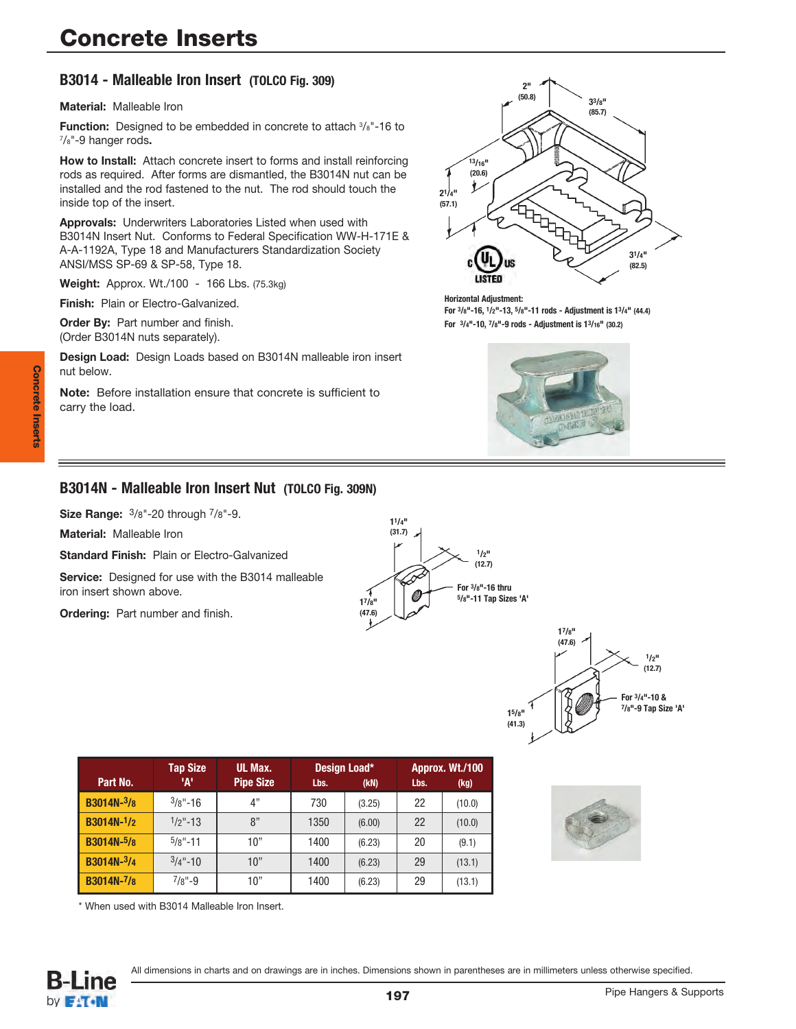# Concrete Inserts

## B3014 - Malleable Iron Insert (TOLCO Fig. 309)

**Material:** Malleable Iron

**Function:** Designed to be embedded in concrete to attach 3/8"-16 to 7/8"-9 hanger rods.

**How to Install:** Attach concrete insert to forms and install reinforcing rods as required. After forms are dismantled, the B3014N nut can be installed and the rod fastened to the nut. The rod should touch the inside top of the insert.

**Approvals:** Underwriters Laboratories Listed when used with B3014N Insert Nut. Conforms to Federal Specification WW-H-171E & A-A-1192A, Type 18 and Manufacturers Standardization Society ANSI/MSS SP-69 & SP-58, Type 18.

**Weight:** Approx. Wt./100 - 166 Lbs. (75.3kg)

**Finish:** Plain or Electro-Galvanized.

**Order By:** Part number and finish. (Order B3014N nuts separately).

**Design Load:** Design Loads based on B3014N malleable iron insert nut below.

**Note:** Before installation ensure that concrete is sufficient to carry the load.

2" (50.8) 3 3/8" (85.7) 13/16" (20.6) 2 1/4" (57.1) 3 1/4" (82.5)

c UL us LISTED

**Horizontal Adjustment:**
For 3/8"-16, 1/2"-13, 5/8"-11 rods - Adjustment is 1 3/4" (44.4)
For 3/4"-10, 7/8"-9 rods - Adjustment is 1 3/16" (30.2)

## B3014N - Malleable Iron Insert Nut (TOLCO Fig. 309N)

**Size Range:** 3/8"-20 through 7/8"-9.

**Material:** Malleable Iron

**Standard Finish:** Plain or Electro-Galvanized

**Service:** Designed for use with the B3014 malleable iron insert shown above.

**Ordering:** Part number and finish.

1 1/4" (31.7) 1/2" (12.7) 1 7/8" (47.6) For 3/8"-16 thru 5/8"-11 Tap Sizes 'A'

1 7/8" (47.6) 1/2" (12.7) 1 5/8" (41.3) For 3/4"-10 & 7/8"-9 Tap Size 'A'

| Part No. | Tap Size 'A' | UL Max. Pipe Size | Design Load* Lbs. | (kN) | Approx. Wt./100 Lbs. | (kg) |
|---|---|---|---|---|---|---|
| B3014N-3/8 | 3/8"-16 | 4" | 730 | (3.25) | 22 | (10.0) |
| B3014N-1/2 | 1/2"-13 | 8" | 1350 | (6.00) | 22 | (10.0) |
| B3014N-5/8 | 5/8"-11 | 10" | 1400 | (6.23) | 20 | (9.1) |
| B3014N-3/4 | 3/4"-10 | 10" | 1400 | (6.23) | 29 | (13.1) |
| B3014N-7/8 | 7/8"-9 | 10" | 1400 | (6.23) | 29 | (13.1) |

* When used with B3014 Malleable Iron Insert.

All dimensions in charts and on drawings are in inches. Dimensions shown in parentheses are in millimeters unless otherwise specified.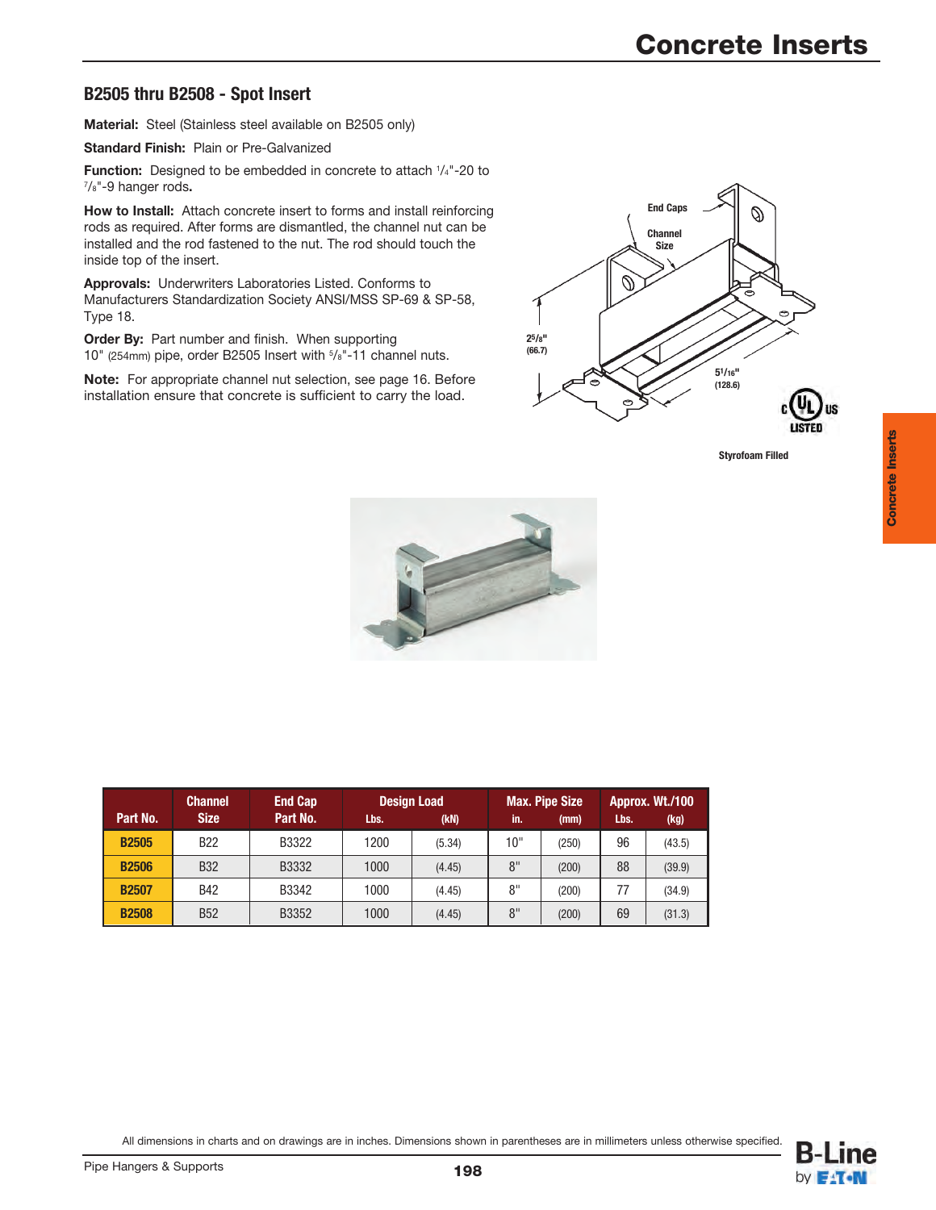# Concrete Inserts

## B2505 thru B2508 - Spot Insert

**Material:** Steel (Stainless steel available on B2505 only)

**Standard Finish:** Plain or Pre-Galvanized

**Function:** Designed to be embedded in concrete to attach 1/4"-20 to 7/8"-9 hanger rods**.**

**How to Install:** Attach concrete insert to forms and install reinforcing rods as required. After forms are dismantled, the channel nut can be installed and the rod fastened to the nut. The rod should touch the inside top of the insert.

**Approvals:** Underwriters Laboratories Listed. Conforms to Manufacturers Standardization Society ANSI/MSS SP-69 & SP-58, Type 18.

**Order By:** Part number and finish. When supporting 10" (254mm) pipe, order B2505 Insert with 5/8"-11 channel nuts.

**Note:** For appropriate channel nut selection, see page 16. Before installation ensure that concrete is sufficient to carry the load.

End Caps

Channel Size

2 5/8" (66.7)

5 1/16" (128.6)

Styrofoam Filled

| Part No. | Channel Size | End Cap Part No. | Design Load Lbs. | Design Load (kN) | Max. Pipe Size in. | Max. Pipe Size (mm) | Approx. Wt./100 Lbs. | Approx. Wt./100 (kg) |
|---|---|---|---|---|---|---|---|---|
| **B2505** | B22 | B3322 | 1200 | (5.34) | 10" | (250) | 96 | (43.5) |
| **B2506** | B32 | B3332 | 1000 | (4.45) | 8" | (200) | 88 | (39.9) |
| **B2507** | B42 | B3342 | 1000 | (4.45) | 8" | (200) | 77 | (34.9) |
| **B2508** | B52 | B3352 | 1000 | (4.45) | 8" | (200) | 69 | (31.3) |

All dimensions in charts and on drawings are in inches. Dimensions shown in parentheses are in millimeters unless otherwise specified.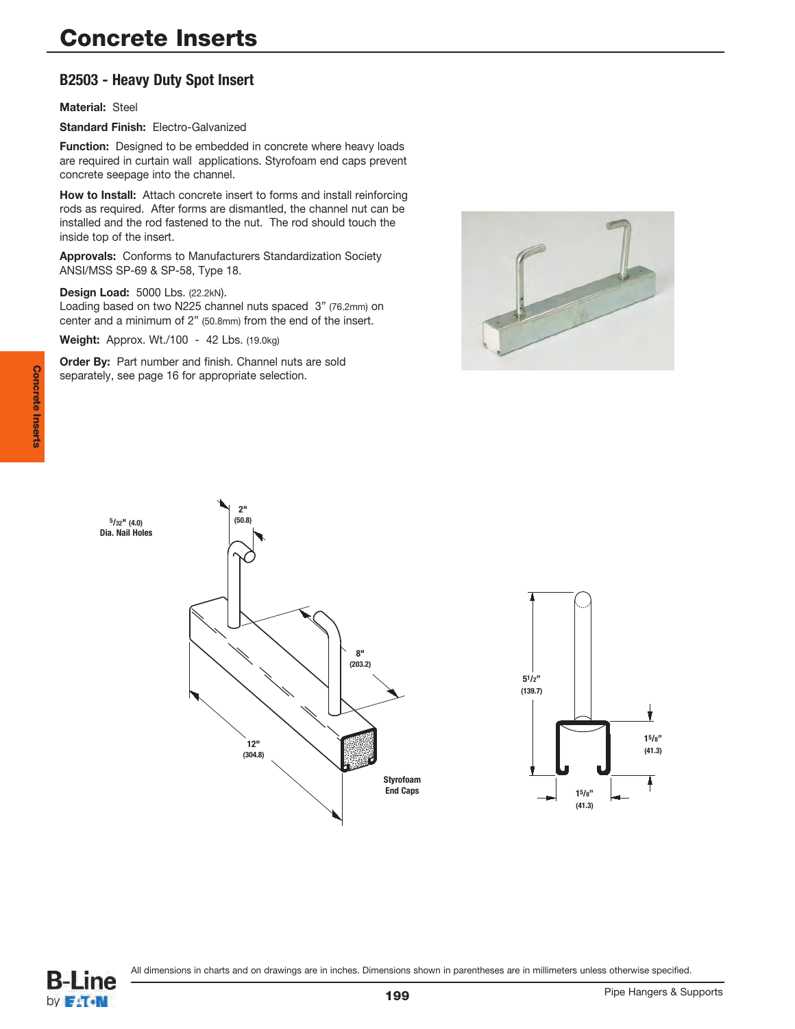# Concrete Inserts

## B2503 - Heavy Duty Spot Insert

**Material:** Steel

**Standard Finish:** Electro-Galvanized

**Function:** Designed to be embedded in concrete where heavy loads are required in curtain wall applications. Styrofoam end caps prevent concrete seepage into the channel.

**How to Install:** Attach concrete insert to forms and install reinforcing rods as required. After forms are dismantled, the channel nut can be installed and the rod fastened to the nut. The rod should touch the inside top of the insert.

**Approvals:** Conforms to Manufacturers Standardization Society ANSI/MSS SP-69 & SP-58, Type 18.

**Design Load:** 5000 Lbs. (22.2kN).
Loading based on two N225 channel nuts spaced 3" (76.2mm) on center and a minimum of 2" (50.8mm) from the end of the insert.

**Weight:** Approx. Wt./100 - 42 Lbs. (19.0kg)

**Order By:** Part number and finish. Channel nuts are sold separately, see page 16 for appropriate selection.

5/32" (4.0)
Dia. Nail Holes

2"
(50.8)

8"
(203.2)

12"
(304.8)

Styrofoam
End Caps

5 1/2"
(139.7)

1 5/8"
(41.3)

1 5/8"
(41.3)

All dimensions in charts and on drawings are in inches. Dimensions shown in parentheses are in millimeters unless otherwise specified.